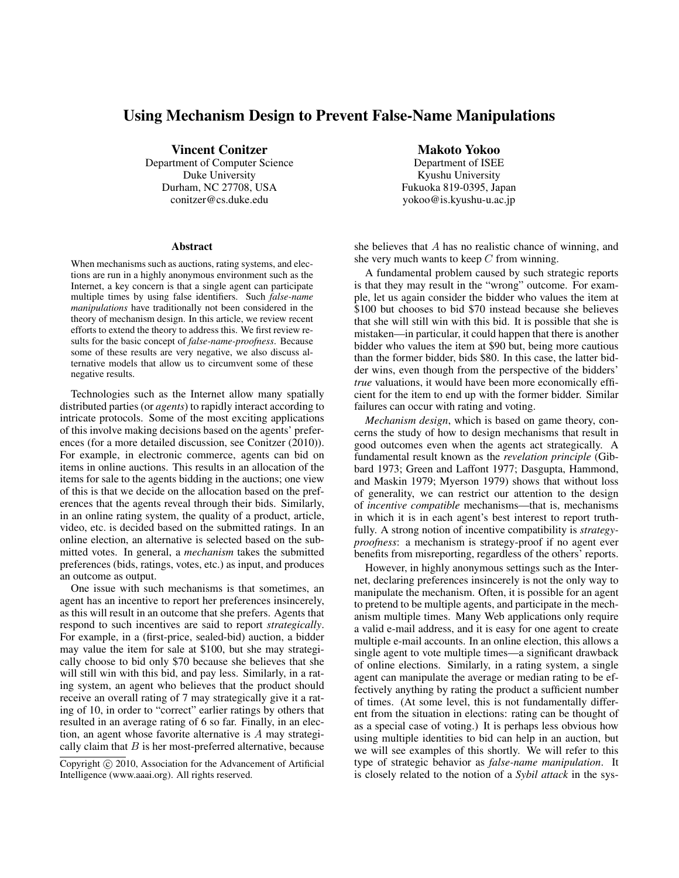# Using Mechanism Design to Prevent False-Name Manipulations

**Vincent Conitzer**
Department of Computer Science
Duke University
Durham, NC 27708, USA
conitzer@cs.duke.edu

**Makoto Yokoo**
Department of ISEE
Kyushu University
Fukuoka 819-0395, Japan
yokoo@is.kyushu-u.ac.jp

## Abstract

When mechanisms such as auctions, rating systems, and elections are run in a highly anonymous environment such as the Internet, a key concern is that a single agent can participate multiple times by using false identifiers. Such *false-name manipulations* have traditionally not been considered in the theory of mechanism design. In this article, we review recent efforts to extend the theory to address this. We first review results for the basic concept of *false-name-proofness*. Because some of these results are very negative, we also discuss alternative models that allow us to circumvent some of these negative results.

Technologies such as the Internet allow many spatially distributed parties (or *agents*) to rapidly interact according to intricate protocols. Some of the most exciting applications of this involve making decisions based on the agents' preferences (for a more detailed discussion, see Conitzer (2010)). For example, in electronic commerce, agents can bid on items in online auctions. This results in an allocation of the items for sale to the agents bidding in the auctions; one view of this is that we decide on the allocation based on the preferences that the agents reveal through their bids. Similarly, in an online rating system, the quality of a product, article, video, etc. is decided based on the submitted ratings. In an online election, an alternative is selected based on the submitted votes. In general, a *mechanism* takes the submitted preferences (bids, ratings, votes, etc.) as input, and produces an outcome as output.

One issue with such mechanisms is that sometimes, an agent has an incentive to report her preferences insincerely, as this will result in an outcome that she prefers. Agents that respond to such incentives are said to report *strategically*. For example, in a (first-price, sealed-bid) auction, a bidder may value the item for sale at \$100, but she may strategically choose to bid only \$70 because she believes that she will still win with this bid, and pay less. Similarly, in a rating system, an agent who believes that the product should receive an overall rating of 7 may strategically give it a rating of 10, in order to "correct" earlier ratings by others that resulted in an average rating of 6 so far. Finally, in an election, an agent whose favorite alternative is $A$ may strategically claim that $B$ is her most-preferred alternative, because she believes that $A$ has no realistic chance of winning, and she very much wants to keep $C$ from winning.

A fundamental problem caused by such strategic reports is that they may result in the "wrong" outcome. For example, let us again consider the bidder who values the item at \$100 but chooses to bid \$70 instead because she believes that she will still win with this bid. It is possible that she is mistaken—in particular, it could happen that there is another bidder who values the item at \$90 but, being more cautious than the former bidder, bids \$80. In this case, the latter bidder wins, even though from the perspective of the bidders' *true* valuations, it would have been more economically efficient for the item to end up with the former bidder. Similar failures can occur with rating and voting.

*Mechanism design*, which is based on game theory, concerns the study of how to design mechanisms that result in good outcomes even when the agents act strategically. A fundamental result known as the *revelation principle* (Gibbard 1973; Green and Laffont 1977; Dasgupta, Hammond, and Maskin 1979; Myerson 1979) shows that without loss of generality, we can restrict our attention to the design of *incentive compatible* mechanisms—that is, mechanisms in which it is in each agent's best interest to report truthfully. A strong notion of incentive compatibility is *strategy-proofness*: a mechanism is strategy-proof if no agent ever benefits from misreporting, regardless of the others' reports.

However, in highly anonymous settings such as the Internet, declaring preferences insincerely is not the only way to manipulate the mechanism. Often, it is possible for an agent to pretend to be multiple agents, and participate in the mechanism multiple times. Many Web applications only require a valid e-mail address, and it is easy for one agent to create multiple e-mail accounts. In an online election, this allows a single agent to vote multiple times—a significant drawback of online elections. Similarly, in a rating system, a single agent can manipulate the average or median rating to be effectively anything by rating the product a sufficient number of times. (At some level, this is not fundamentally different from the situation in elections: rating can be thought of as a special case of voting.) It is perhaps less obvious how using multiple identities to bid can help in an auction, but we will see examples of this shortly. We will refer to this type of strategic behavior as *false-name manipulation*. It is closely related to the notion of a *Sybil attack* in the sys-

Copyright © 2010, Association for the Advancement of Artificial Intelligence (www.aaai.org). All rights reserved.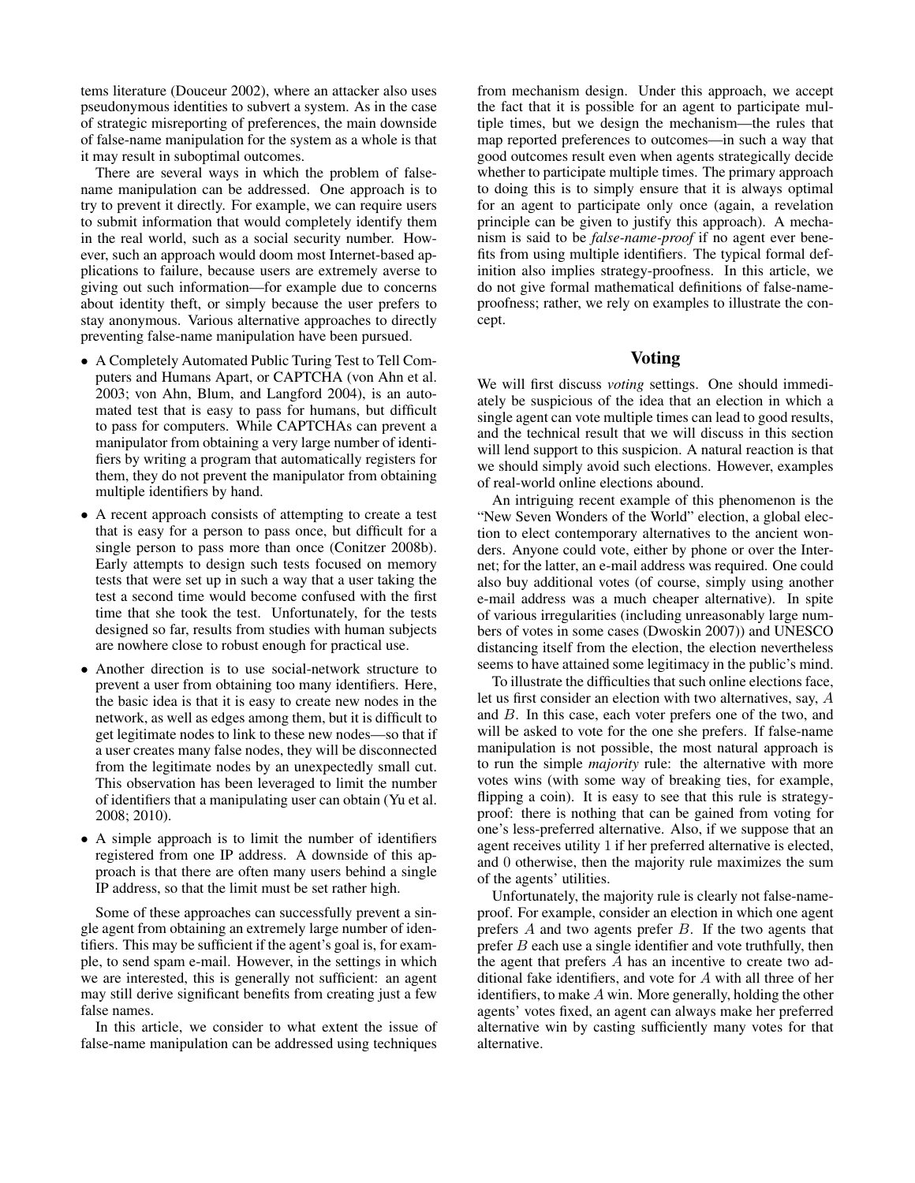tems literature (Douceur 2002), where an attacker also uses pseudonymous identities to subvert a system. As in the case of strategic misreporting of preferences, the main downside of false-name manipulation for the system as a whole is that it may result in suboptimal outcomes.

There are several ways in which the problem of false-name manipulation can be addressed. One approach is to try to prevent it directly. For example, we can require users to submit information that would completely identify them in the real world, such as a social security number. However, such an approach would doom most Internet-based applications to failure, because users are extremely averse to giving out such information—for example due to concerns about identity theft, or simply because the user prefers to stay anonymous. Various alternative approaches to directly preventing false-name manipulation have been pursued.

- A Completely Automated Public Turing Test to Tell Computers and Humans Apart, or CAPTCHA (von Ahn et al. 2003; von Ahn, Blum, and Langford 2004), is an automated test that is easy to pass for humans, but difficult to pass for computers. While CAPTCHAs can prevent a manipulator from obtaining a very large number of identifiers by writing a program that automatically registers for them, they do not prevent the manipulator from obtaining multiple identifiers by hand.
- A recent approach consists of attempting to create a test that is easy for a person to pass once, but difficult for a single person to pass more than once (Conitzer 2008b). Early attempts to design such tests focused on memory tests that were set up in such a way that a user taking the test a second time would become confused with the first time that she took the test. Unfortunately, for the tests designed so far, results from studies with human subjects are nowhere close to robust enough for practical use.
- Another direction is to use social-network structure to prevent a user from obtaining too many identifiers. Here, the basic idea is that it is easy to create new nodes in the network, as well as edges among them, but it is difficult to get legitimate nodes to link to these new nodes—so that if a user creates many false nodes, they will be disconnected from the legitimate nodes by an unexpectedly small cut. This observation has been leveraged to limit the number of identifiers that a manipulating user can obtain (Yu et al. 2008; 2010).
- A simple approach is to limit the number of identifiers registered from one IP address. A downside of this approach is that there are often many users behind a single IP address, so that the limit must be set rather high.

Some of these approaches can successfully prevent a single agent from obtaining an extremely large number of identifiers. This may be sufficient if the agent's goal is, for example, to send spam e-mail. However, in the settings in which we are interested, this is generally not sufficient: an agent may still derive significant benefits from creating just a few false names.

In this article, we consider to what extent the issue of false-name manipulation can be addressed using techniques from mechanism design. Under this approach, we accept the fact that it is possible for an agent to participate multiple times, but we design the mechanism—the rules that map reported preferences to outcomes—in such a way that good outcomes result even when agents strategically decide whether to participate multiple times. The primary approach to doing this is to simply ensure that it is always optimal for an agent to participate only once (again, a revelation principle can be given to justify this approach). A mechanism is said to be *false-name-proof* if no agent ever benefits from using multiple identifiers. The typical formal definition also implies strategy-proofness. In this article, we do not give formal mathematical definitions of false-name-proofness; rather, we rely on examples to illustrate the concept.

## Voting

We will first discuss *voting* settings. One should immediately be suspicious of the idea that an election in which a single agent can vote multiple times can lead to good results, and the technical result that we will discuss in this section will lend support to this suspicion. A natural reaction is that we should simply avoid such elections. However, examples of real-world online elections abound.

An intriguing recent example of this phenomenon is the "New Seven Wonders of the World" election, a global election to elect contemporary alternatives to the ancient wonders. Anyone could vote, either by phone or over the Internet; for the latter, an e-mail address was required. One could also buy additional votes (of course, simply using another e-mail address was a much cheaper alternative). In spite of various irregularities (including unreasonably large numbers of votes in some cases (Dwoskin 2007)) and UNESCO distancing itself from the election, the election nevertheless seems to have attained some legitimacy in the public's mind.

To illustrate the difficulties that such online elections face, let us first consider an election with two alternatives, say, $A$ and $B$. In this case, each voter prefers one of the two, and will be asked to vote for the one she prefers. If false-name manipulation is not possible, the most natural approach is to run the simple *majority* rule: the alternative with more votes wins (with some way of breaking ties, for example, flipping a coin). It is easy to see that this rule is strategy-proof: there is nothing that can be gained from voting for one's less-preferred alternative. Also, if we suppose that an agent receives utility 1 if her preferred alternative is elected, and 0 otherwise, then the majority rule maximizes the sum of the agents' utilities.

Unfortunately, the majority rule is clearly not false-name-proof. For example, consider an election in which one agent prefers $A$ and two agents prefer $B$. If the two agents that prefer $B$ each use a single identifier and vote truthfully, then the agent that prefers $A$ has an incentive to create two additional fake identifiers, and vote for $A$ with all three of her identifiers, to make $A$ win. More generally, holding the other agents' votes fixed, an agent can always make her preferred alternative win by casting sufficiently many votes for that alternative.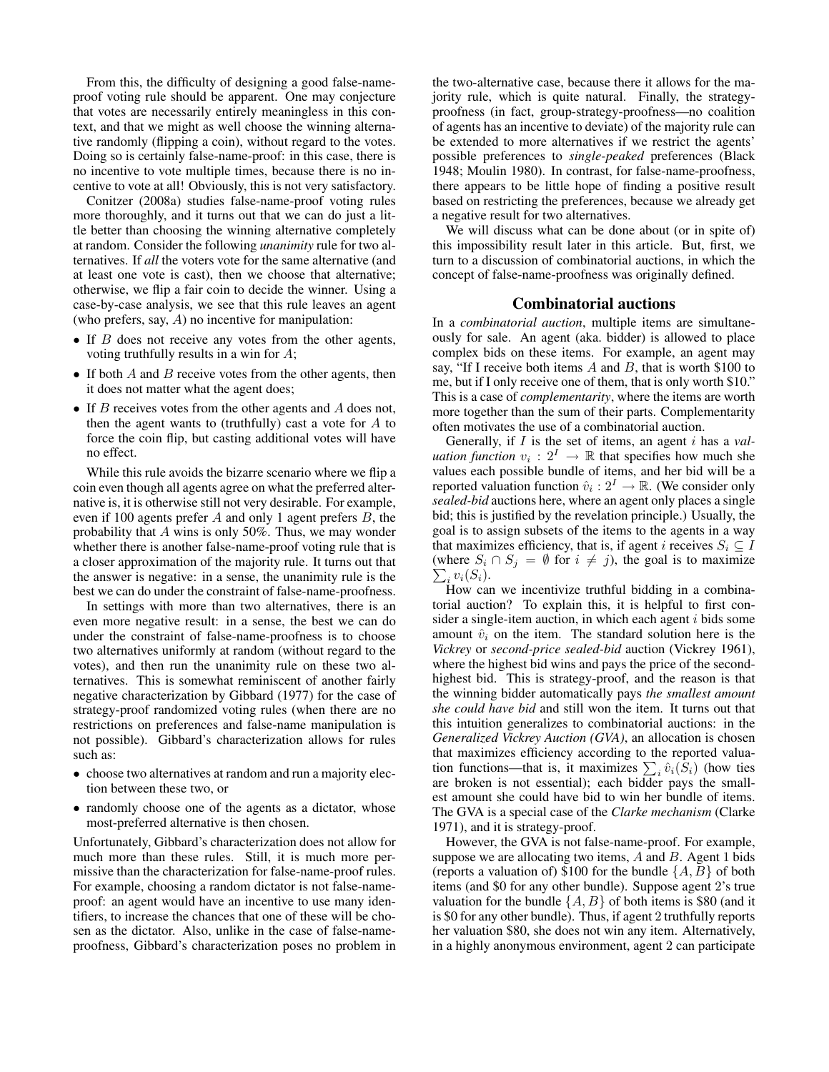From this, the difficulty of designing a good false-name-proof voting rule should be apparent. One may conjecture that votes are necessarily entirely meaningless in this context, and that we might as well choose the winning alternative randomly (flipping a coin), without regard to the votes. Doing so is certainly false-name-proof: in this case, there is no incentive to vote multiple times, because there is no incentive to vote at all! Obviously, this is not very satisfactory.

Conitzer (2008a) studies false-name-proof voting rules more thoroughly, and it turns out that we can do just a little better than choosing the winning alternative completely at random. Consider the following *unanimity* rule for two alternatives. If *all* the voters vote for the same alternative (and at least one vote is cast), then we choose that alternative; otherwise, we flip a fair coin to decide the winner. Using a case-by-case analysis, we see that this rule leaves an agent (who prefers, say, $A$) no incentive for manipulation:

- If $B$ does not receive any votes from the other agents, voting truthfully results in a win for $A$;
- If both $A$ and $B$ receive votes from the other agents, then it does not matter what the agent does;
- If $B$ receives votes from the other agents and $A$ does not, then the agent wants to (truthfully) cast a vote for $A$ to force the coin flip, but casting additional votes will have no effect.

While this rule avoids the bizarre scenario where we flip a coin even though all agents agree on what the preferred alternative is, it is otherwise still not very desirable. For example, even if 100 agents prefer $A$ and only 1 agent prefers $B$, the probability that $A$ wins is only 50%. Thus, we may wonder whether there is another false-name-proof voting rule that is a closer approximation of the majority rule. It turns out that the answer is negative: in a sense, the unanimity rule is the best we can do under the constraint of false-name-proofness.

In settings with more than two alternatives, there is an even more negative result: in a sense, the best we can do under the constraint of false-name-proofness is to choose two alternatives uniformly at random (without regard to the votes), and then run the unanimity rule on these two alternatives. This is somewhat reminiscent of another fairly negative characterization by Gibbard (1977) for the case of strategy-proof randomized voting rules (when there are no restrictions on preferences and false-name manipulation is not possible). Gibbard's characterization allows for rules such as:

- choose two alternatives at random and run a majority election between these two, or
- randomly choose one of the agents as a dictator, whose most-preferred alternative is then chosen.

Unfortunately, Gibbard's characterization does not allow for much more than these rules. Still, it is much more permissive than the characterization for false-name-proof rules. For example, choosing a random dictator is not false-name-proof: an agent would have an incentive to use many identifiers, to increase the chances that one of these will be chosen as the dictator. Also, unlike in the case of false-name-proofness, Gibbard's characterization poses no problem in the two-alternative case, because there it allows for the majority rule, which is quite natural. Finally, the strategy-proofness (in fact, group-strategy-proofness—no coalition of agents has an incentive to deviate) of the majority rule can be extended to more alternatives if we restrict the agents' possible preferences to *single-peaked* preferences (Black 1948; Moulin 1980). In contrast, for false-name-proofness, there appears to be little hope of finding a positive result based on restricting the preferences, because we already get a negative result for two alternatives.

We will discuss what can be done about (or in spite of) this impossibility result later in this article. But, first, we turn to a discussion of combinatorial auctions, in which the concept of false-name-proofness was originally defined.

## Combinatorial auctions

In a *combinatorial auction*, multiple items are simultaneously for sale. An agent (aka. bidder) is allowed to place complex bids on these items. For example, an agent may say, "If I receive both items $A$ and $B$, that is worth \$100 to me, but if I only receive one of them, that is only worth \$10." This is a case of *complementarity*, where the items are worth more together than the sum of their parts. Complementarity often motivates the use of a combinatorial auction.

Generally, if $I$ is the set of items, an agent $i$ has a *valuation function* $v_i : 2^I \rightarrow \mathbb{R}$ that specifies how much she values each possible bundle of items, and her bid will be a reported valuation function $\hat{v}_i : 2^I \rightarrow \mathbb{R}$. (We consider only *sealed-bid* auctions here, where an agent only places a single bid; this is justified by the revelation principle.) Usually, the goal is to assign subsets of the items to the agents in a way that maximizes efficiency, that is, if agent $i$ receives $S_i \subseteq I$ (where $S_i \cap S_j = \emptyset$ for $i \neq j$), the goal is to maximize $\sum_i v_i(S_i)$.

How can we incentivize truthful bidding in a combinatorial auction? To explain this, it is helpful to first consider a single-item auction, in which each agent $i$ bids some amount $\hat{v}_i$ on the item. The standard solution here is the *Vickrey* or *second-price sealed-bid* auction (Vickrey 1961), where the highest bid wins and pays the price of the second-highest bid. This is strategy-proof, and the reason is that the winning bidder automatically pays *the smallest amount she could have bid* and still won the item. It turns out that this intuition generalizes to combinatorial auctions: in the *Generalized Vickrey Auction (GVA)*, an allocation is chosen that maximizes efficiency according to the reported valuation functions—that is, it maximizes $\sum_i \hat{v}_i(S_i)$ (how ties are broken is not essential); each bidder pays the smallest amount she could have bid to win her bundle of items. The GVA is a special case of the *Clarke mechanism* (Clarke 1971), and it is strategy-proof.

However, the GVA is not false-name-proof. For example, suppose we are allocating two items, $A$ and $B$. Agent 1 bids (reports a valuation of) \$100 for the bundle $\{A, B\}$ of both items (and \$0 for any other bundle). Suppose agent 2's true valuation for the bundle $\{A, B\}$ of both items is \$80 (and it is \$0 for any other bundle). Thus, if agent 2 truthfully reports her valuation \$80, she does not win any item. Alternatively, in a highly anonymous environment, agent 2 can participate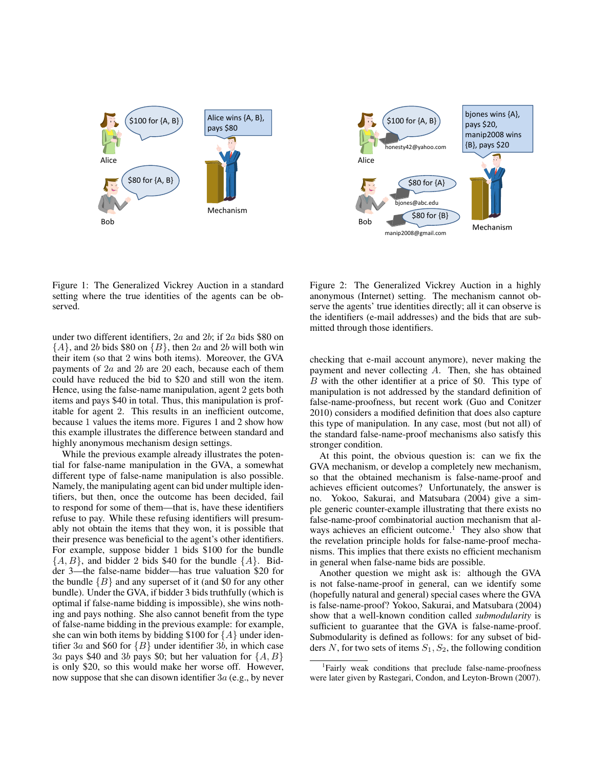Figure 1: The Generalized Vickrey Auction in a standard setting where the true identities of the agents can be observed.

Figure 2: The Generalized Vickrey Auction in a highly anonymous (Internet) setting. The mechanism cannot observe the agents' true identities directly; all it can observe is the identifiers (e-mail addresses) and the bids that are submitted through those identifiers.

under two different identifiers, $2a$ and $2b$; if $2a$ bids \$80 on $\{A\}$, and $2b$ bids \$80 on $\{B\}$, then $2a$ and $2b$ will both win their item (so that 2 wins both items). Moreover, the GVA payments of $2a$ and $2b$ are 20 each, because each of them could have reduced the bid to \$20 and still won the item. Hence, using the false-name manipulation, agent 2 gets both items and pays \$40 in total. Thus, this manipulation is profitable for agent 2. This results in an inefficient outcome, because 1 values the items more. Figures 1 and 2 show how this example illustrates the difference between standard and highly anonymous mechanism design settings.

While the previous example already illustrates the potential for false-name manipulation in the GVA, a somewhat different type of false-name manipulation is also possible. Namely, the manipulating agent can bid under multiple identifiers, but then, once the outcome has been decided, fail to respond for some of them—that is, have these identifiers refuse to pay. While these refusing identifiers will presumably not obtain the items that they won, it is possible that their presence was beneficial to the agent's other identifiers. For example, suppose bidder 1 bids \$100 for the bundle $\{A, B\}$, and bidder 2 bids \$40 for the bundle $\{A\}$. Bidder 3—the false-name bidder—has true valuation \$20 for the bundle $\{B\}$ and any superset of it (and \$0 for any other bundle). Under the GVA, if bidder 3 bids truthfully (which is optimal if false-name bidding is impossible), she wins nothing and pays nothing. She also cannot benefit from the type of false-name bidding in the previous example: for example, she can win both items by bidding \$100 for $\{A\}$ under identifier $3a$ and \$60 for $\{B\}$ under identifier $3b$, in which case $3a$ pays \$40 and $3b$ pays \$0; but her valuation for $\{A, B\}$ is only \$20, so this would make her worse off. However, now suppose that she can disown identifier $3a$ (e.g., by never checking that e-mail account anymore), never making the payment and never collecting $A$. Then, she has obtained $B$ with the other identifier at a price of \$0. This type of manipulation is not addressed by the standard definition of false-name-proofness, but recent work (Guo and Conitzer 2010) considers a modified definition that does also capture this type of manipulation. In any case, most (but not all) of the standard false-name-proof mechanisms also satisfy this stronger condition.

At this point, the obvious question is: can we fix the GVA mechanism, or develop a completely new mechanism, so that the obtained mechanism is false-name-proof and achieves efficient outcomes? Unfortunately, the answer is no. Yokoo, Sakurai, and Matsubara (2004) give a simple generic counter-example illustrating that there exists no false-name-proof combinatorial auction mechanism that always achieves an efficient outcome.[1] They also show that the revelation principle holds for false-name-proof mechanisms. This implies that there exists no efficient mechanism in general when false-name bids are possible.

Another question we might ask is: although the GVA is not false-name-proof in general, can we identify some (hopefully natural and general) special cases where the GVA is false-name-proof? Yokoo, Sakurai, and Matsubara (2004) show that a well-known condition called *submodularity* is sufficient to guarantee that the GVA is false-name-proof. Submodularity is defined as follows: for any subset of bidders $N$, for two sets of items $S_1, S_2$, the following condition

[1] Fairly weak conditions that preclude false-name-proofness were later given by Rastegari, Condon, and Leyton-Brown (2007).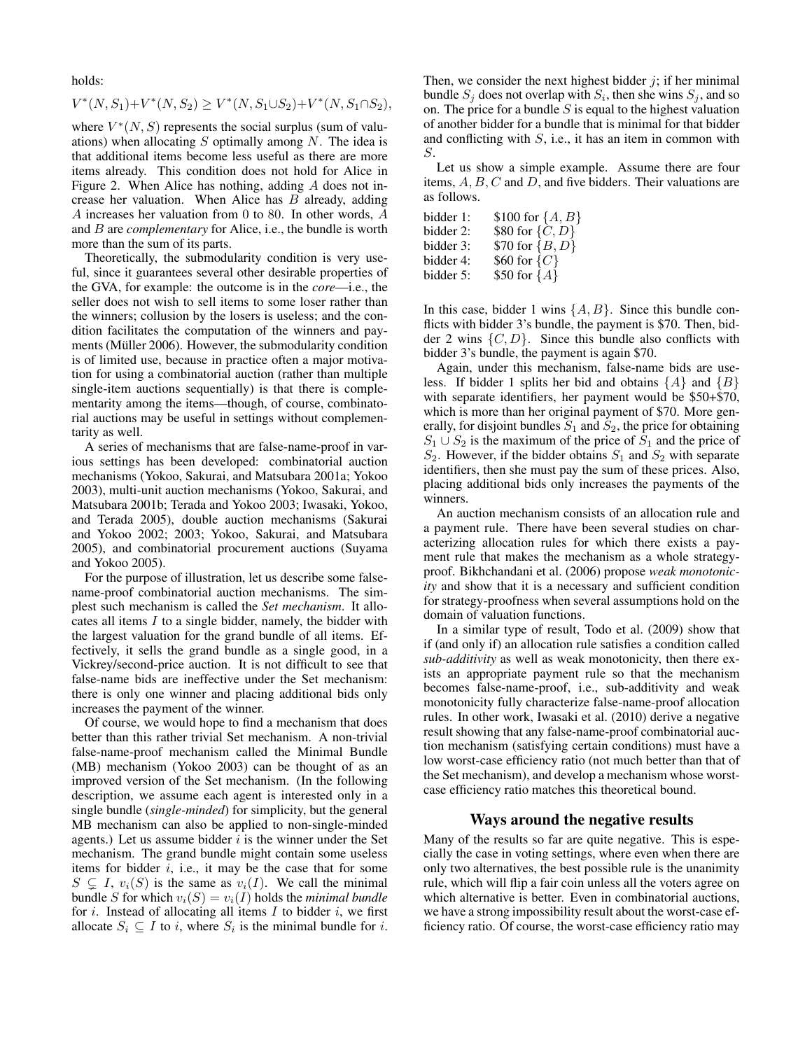holds:

$$V^*(N, S_1) + V^*(N, S_2) \geq V^*(N, S_1 \cup S_2) + V^*(N, S_1 \cap S_2),$$

where $V^*(N, S)$ represents the social surplus (sum of valuations) when allocating $S$ optimally among $N$. The idea is that additional items become less useful as there are more items already. This condition does not hold for Alice in Figure 2. When Alice has nothing, adding $A$ does not increase her valuation. When Alice has $B$ already, adding $A$ increases her valuation from 0 to 80. In other words, $A$ and $B$ are *complementary* for Alice, i.e., the bundle is worth more than the sum of its parts.

Theoretically, the submodularity condition is very useful, since it guarantees several other desirable properties of the GVA, for example: the outcome is in the *core*—i.e., the seller does not wish to sell items to some loser rather than the winners; collusion by the losers is useless; and the condition facilitates the computation of the winners and payments (Müller 2006). However, the submodularity condition is of limited use, because in practice often a major motivation for using a combinatorial auction (rather than multiple single-item auctions sequentially) is that there is complementarity among the items—though, of course, combinatorial auctions may be useful in settings without complementarity as well.

A series of mechanisms that are false-name-proof in various settings has been developed: combinatorial auction mechanisms (Yokoo, Sakurai, and Matsubara 2001a; Yokoo 2003), multi-unit auction mechanisms (Yokoo, Sakurai, and Matsubara 2001b; Terada and Yokoo 2003; Iwasaki, Yokoo, and Terada 2005), double auction mechanisms (Sakurai and Yokoo 2002; 2003; Yokoo, Sakurai, and Matsubara 2005), and combinatorial procurement auctions (Suyama and Yokoo 2005).

For the purpose of illustration, let us describe some false-name-proof combinatorial auction mechanisms. The simplest such mechanism is called the *Set mechanism*. It allocates all items $I$ to a single bidder, namely, the bidder with the largest valuation for the grand bundle of all items. Effectively, it sells the grand bundle as a single good, in a Vickrey/second-price auction. It is not difficult to see that false-name bids are ineffective under the Set mechanism: there is only one winner and placing additional bids only increases the payment of the winner.

Of course, we would hope to find a mechanism that does better than this rather trivial Set mechanism. A non-trivial false-name-proof mechanism called the Minimal Bundle (MB) mechanism (Yokoo 2003) can be thought of as an improved version of the Set mechanism. (In the following description, we assume each agent is interested only in a single bundle (*single-minded*) for simplicity, but the general MB mechanism can also be applied to non-single-minded agents.) Let us assume bidder $i$ is the winner under the Set mechanism. The grand bundle might contain some useless items for bidder $i$, i.e., it may be the case that for some $S \subsetneq I$, $v_i(S)$ is the same as $v_i(I)$. We call the minimal bundle $S$ for which $v_i(S) = v_i(I)$ holds the *minimal bundle* for $i$. Instead of allocating all items $I$ to bidder $i$, we first allocate $S_i \subseteq I$ to $i$, where $S_i$ is the minimal bundle for $i$. Then, we consider the next highest bidder $j$; if her minimal bundle $S_j$ does not overlap with $S_i$, then she wins $S_j$, and so on. The price for a bundle $S$ is equal to the highest valuation of another bidder for a bundle that is minimal for that bidder and conflicting with $S$, i.e., it has an item in common with $S$.

Let us show a simple example. Assume there are four items, $A, B, C$ and $D$, and five bidders. Their valuations are as follows.

| | |
|---|---|
| bidder 1: | \$100 for $\{A, B\}$ |
| bidder 2: | \$80 for $\{C, D\}$ |
| bidder 3: | \$70 for $\{B, D\}$ |
| bidder 4: | \$60 for $\{C\}$ |
| bidder 5: | \$50 for $\{A\}$ |

In this case, bidder 1 wins $\{A, B\}$. Since this bundle conflicts with bidder 3's bundle, the payment is \$70. Then, bidder 2 wins $\{C, D\}$. Since this bundle also conflicts with bidder 3's bundle, the payment is again \$70.

Again, under this mechanism, false-name bids are useless. If bidder 1 splits her bid and obtains $\{A\}$ and $\{B\}$ with separate identifiers, her payment would be \$50+\$70, which is more than her original payment of \$70. More generally, for disjoint bundles $S_1$ and $S_2$, the price for obtaining $S_1 \cup S_2$ is the maximum of the price of $S_1$ and the price of $S_2$. However, if the bidder obtains $S_1$ and $S_2$ with separate identifiers, then she must pay the sum of these prices. Also, placing additional bids only increases the payments of the winners.

An auction mechanism consists of an allocation rule and a payment rule. There have been several studies on characterizing allocation rules for which there exists a payment rule that makes the mechanism as a whole strategy-proof. Bikhchandani et al. (2006) propose *weak monotonicity* and show that it is a necessary and sufficient condition for strategy-proofness when several assumptions hold on the domain of valuation functions.

In a similar type of result, Todo et al. (2009) show that if (and only if) an allocation rule satisfies a condition called *sub-additivity* as well as weak monotonicity, then there exists an appropriate payment rule so that the mechanism becomes false-name-proof, i.e., sub-additivity and weak monotonicity fully characterize false-name-proof allocation rules. In other work, Iwasaki et al. (2010) derive a negative result showing that any false-name-proof combinatorial auction mechanism (satisfying certain conditions) must have a low worst-case efficiency ratio (not much better than that of the Set mechanism), and develop a mechanism whose worst-case efficiency ratio matches this theoretical bound.

## Ways around the negative results

Many of the results so far are quite negative. This is especially the case in voting settings, where even when there are only two alternatives, the best possible rule is the unanimity rule, which will flip a fair coin unless all the voters agree on which alternative is better. Even in combinatorial auctions, we have a strong impossibility result about the worst-case efficiency ratio. Of course, the worst-case efficiency ratio may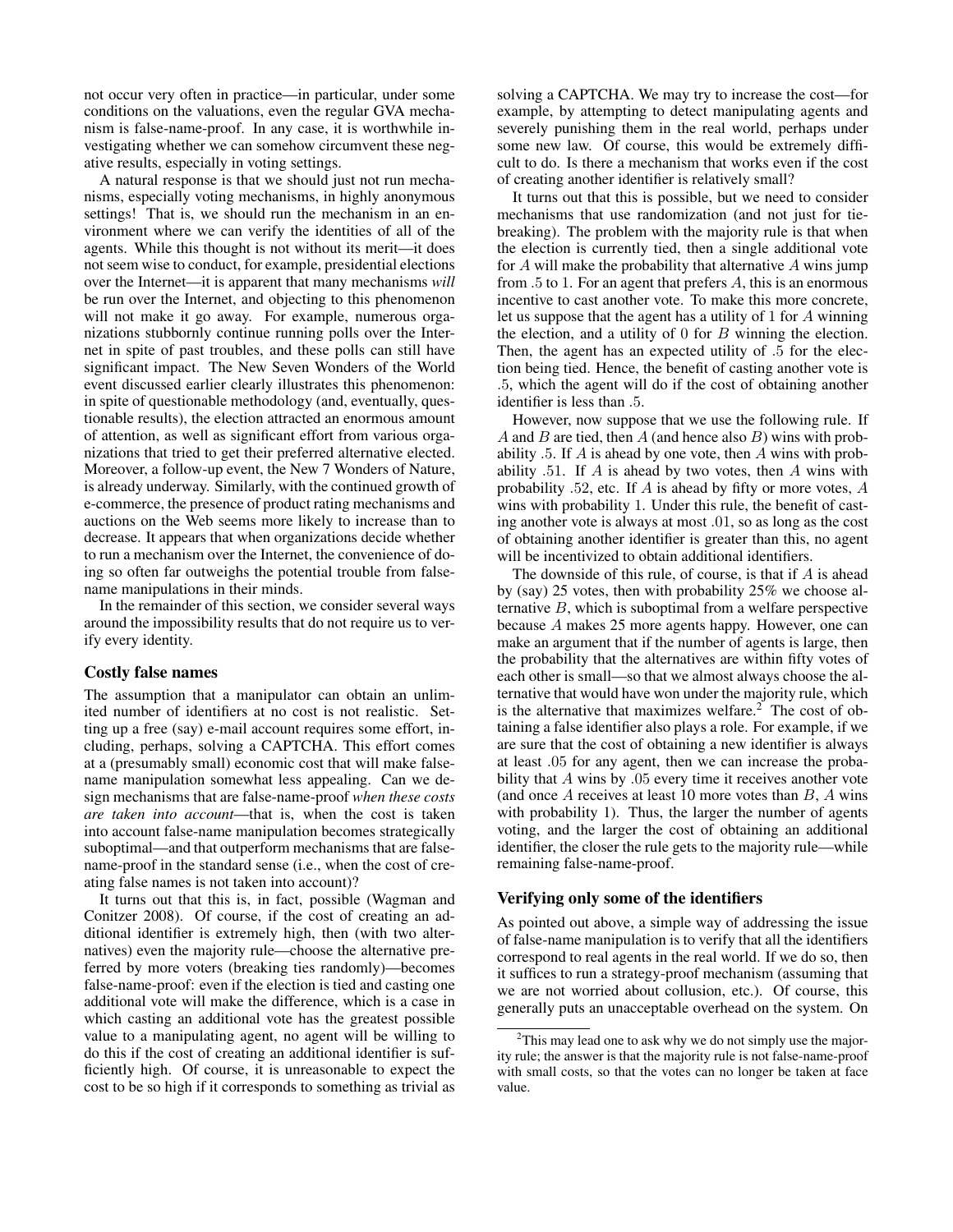not occur very often in practice—in particular, under some conditions on the valuations, even the regular GVA mechanism is false-name-proof. In any case, it is worthwhile investigating whether we can somehow circumvent these negative results, especially in voting settings.

A natural response is that we should just not run mechanisms, especially voting mechanisms, in highly anonymous settings! That is, we should run the mechanism in an environment where we can verify the identities of all of the agents. While this thought is not without its merit—it does not seem wise to conduct, for example, presidential elections over the Internet—it is apparent that many mechanisms *will* be run over the Internet, and objecting to this phenomenon will not make it go away. For example, numerous organizations stubbornly continue running polls over the Internet in spite of past troubles, and these polls can still have significant impact. The New Seven Wonders of the World event discussed earlier clearly illustrates this phenomenon: in spite of questionable methodology (and, eventually, questionable results), the election attracted an enormous amount of attention, as well as significant effort from various organizations that tried to get their preferred alternative elected. Moreover, a follow-up event, the New 7 Wonders of Nature, is already underway. Similarly, with the continued growth of e-commerce, the presence of product rating mechanisms and auctions on the Web seems more likely to increase than to decrease. It appears that when organizations decide whether to run a mechanism over the Internet, the convenience of doing so often far outweighs the potential trouble from false-name manipulations in their minds.

In the remainder of this section, we consider several ways around the impossibility results that do not require us to verify every identity.

### Costly false names

The assumption that a manipulator can obtain an unlimited number of identifiers at no cost is not realistic. Setting up a free (say) e-mail account requires some effort, including, perhaps, solving a CAPTCHA. This effort comes at a (presumably small) economic cost that will make false-name manipulation somewhat less appealing. Can we design mechanisms that are false-name-proof *when these costs are taken into account*—that is, when the cost is taken into account false-name manipulation becomes strategically suboptimal—and that outperform mechanisms that are false-name-proof in the standard sense (i.e., when the cost of creating false names is not taken into account)?

It turns out that this is, in fact, possible (Wagman and Conitzer 2008). Of course, if the cost of creating an additional identifier is extremely high, then (with two alternatives) even the majority rule—choose the alternative preferred by more voters (breaking ties randomly)—becomes false-name-proof: even if the election is tied and casting one additional vote will make the difference, which is a case in which casting an additional vote has the greatest possible value to a manipulating agent, no agent will be willing to do this if the cost of creating an additional identifier is sufficiently high. Of course, it is unreasonable to expect the cost to be so high if it corresponds to something as trivial as solving a CAPTCHA. We may try to increase the cost—for example, by attempting to detect manipulating agents and severely punishing them in the real world, perhaps under some new law. Of course, this would be extremely difficult to do. Is there a mechanism that works even if the cost of creating another identifier is relatively small?

It turns out that this is possible, but we need to consider mechanisms that use randomization (and not just for tie-breaking). The problem with the majority rule is that when the election is currently tied, then a single additional vote for $A$ will make the probability that alternative $A$ wins jump from $.5$ to $1$. For an agent that prefers $A$, this is an enormous incentive to cast another vote. To make this more concrete, let us suppose that the agent has a utility of $1$ for $A$ winning the election, and a utility of $0$ for $B$ winning the election. Then, the agent has an expected utility of $.5$ for the election being tied. Hence, the benefit of casting another vote is $.5$, which the agent will do if the cost of obtaining another identifier is less than $.5$.

However, now suppose that we use the following rule. If $A$ and $B$ are tied, then $A$ (and hence also $B$) wins with probability $.5$. If $A$ is ahead by one vote, then $A$ wins with probability $.51$. If $A$ is ahead by two votes, then $A$ wins with probability $.52$, etc. If $A$ is ahead by fifty or more votes, $A$ wins with probability $1$. Under this rule, the benefit of casting another vote is always at most $.01$, so as long as the cost of obtaining another identifier is greater than this, no agent will be incentivized to obtain additional identifiers.

The downside of this rule, of course, is that if $A$ is ahead by (say) 25 votes, then with probability 25% we choose alternative $B$, which is suboptimal from a welfare perspective because $A$ makes 25 more agents happy. However, one can make an argument that if the number of agents is large, then the probability that the alternatives are within fifty votes of each other is small—so that we almost always choose the alternative that would have won under the majority rule, which is the alternative that maximizes welfare.[2] The cost of obtaining a false identifier also plays a role. For example, if we are sure that the cost of obtaining a new identifier is always at least $.05$ for any agent, then we can increase the probability that $A$ wins by $.05$ every time it receives another vote (and once $A$ receives at least 10 more votes than $B$, $A$ wins with probability 1). Thus, the larger the number of agents voting, and the larger the cost of obtaining an additional identifier, the closer the rule gets to the majority rule—while remaining false-name-proof.

### Verifying only some of the identifiers

As pointed out above, a simple way of addressing the issue of false-name manipulation is to verify that all the identifiers correspond to real agents in the real world. If we do so, then it suffices to run a strategy-proof mechanism (assuming that we are not worried about collusion, etc.). Of course, this generally puts an unacceptable overhead on the system. On

[2] This may lead one to ask why we do not simply use the majority rule; the answer is that the majority rule is not false-name-proof with small costs, so that the votes can no longer be taken at face value.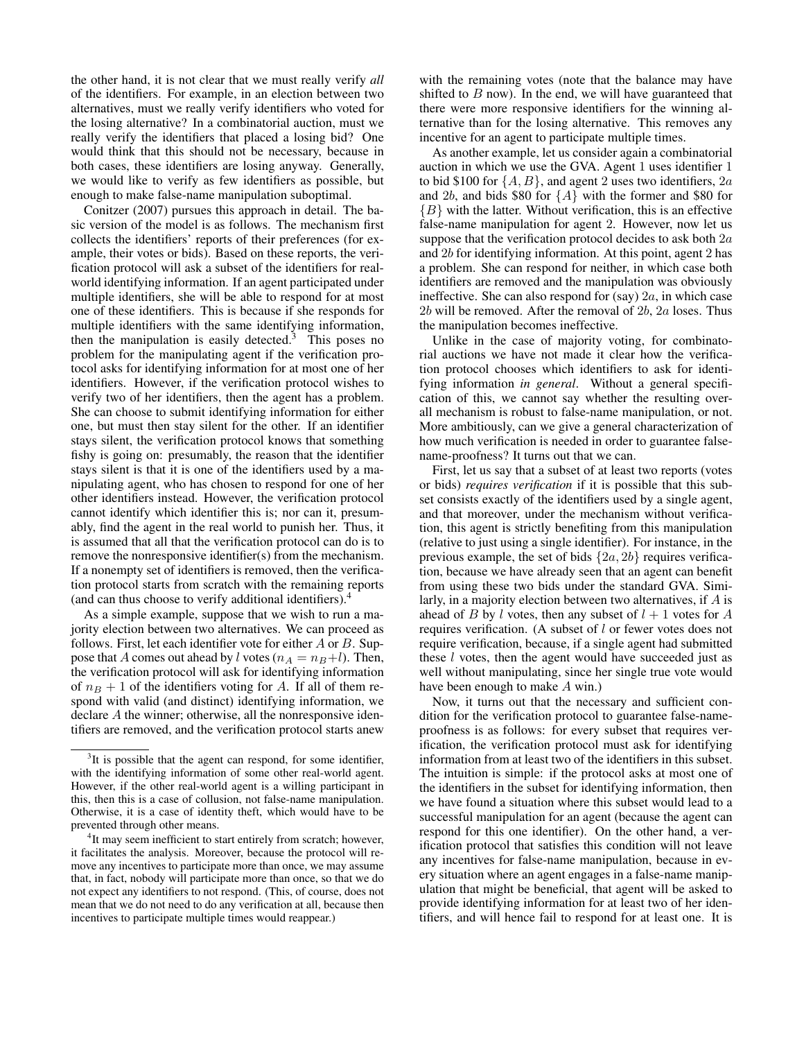the other hand, it is not clear that we must really verify *all* of the identifiers. For example, in an election between two alternatives, must we really verify identifiers who voted for the losing alternative? In a combinatorial auction, must we really verify the identifiers that placed a losing bid? One would think that this should not be necessary, because in both cases, these identifiers are losing anyway. Generally, we would like to verify as few identifiers as possible, but enough to make false-name manipulation suboptimal.

Conitzer (2007) pursues this approach in detail. The basic version of the model is as follows. The mechanism first collects the identifiers' reports of their preferences (for example, their votes or bids). Based on these reports, the verification protocol will ask a subset of the identifiers for real-world identifying information. If an agent participated under multiple identifiers, she will be able to respond for at most one of these identifiers. This is because if she responds for multiple identifiers with the same identifying information, then the manipulation is easily detected.[3] This poses no problem for the manipulating agent if the verification protocol asks for identifying information for at most one of her identifiers. However, if the verification protocol wishes to verify two of her identifiers, then the agent has a problem. She can choose to submit identifying information for either one, but must then stay silent for the other. If an identifier stays silent, the verification protocol knows that something fishy is going on: presumably, the reason that the identifier stays silent is that it is one of the identifiers used by a manipulating agent, who has chosen to respond for one of her other identifiers instead. However, the verification protocol cannot identify which identifier this is; nor can it, presumably, find the agent in the real world to punish her. Thus, it is assumed that all that the verification protocol can do is to remove the nonresponsive identifier(s) from the mechanism. If a nonempty set of identifiers is removed, then the verification protocol starts from scratch with the remaining reports (and can thus choose to verify additional identifiers).[4]

As a simple example, suppose that we wish to run a majority election between two alternatives. We can proceed as follows. First, let each identifier vote for either $A$ or $B$. Suppose that $A$ comes out ahead by $l$ votes ($n_A = n_B + l$). Then, the verification protocol will ask for identifying information of $n_B + 1$ of the identifiers voting for $A$. If all of them respond with valid (and distinct) identifying information, we declare $A$ the winner; otherwise, all the nonresponsive identifiers are removed, and the verification protocol starts anew with the remaining votes (note that the balance may have shifted to $B$ now). In the end, we will have guaranteed that there were more responsive identifiers for the winning alternative than for the losing alternative. This removes any incentive for an agent to participate multiple times.

As another example, let us consider again a combinatorial auction in which we use the GVA. Agent 1 uses identifier 1 to bid \$100 for $\{A, B\}$, and agent 2 uses two identifiers, $2a$ and $2b$, and bids \$80 for $\{A\}$ with the former and \$80 for $\{B\}$ with the latter. Without verification, this is an effective false-name manipulation for agent 2. However, now let us suppose that the verification protocol decides to ask both $2a$ and $2b$ for identifying information. At this point, agent 2 has a problem. She can respond for neither, in which case both identifiers are removed and the manipulation was obviously ineffective. She can also respond for (say) $2a$, in which case $2b$ will be removed. After the removal of $2b$, $2a$ loses. Thus the manipulation becomes ineffective.

Unlike in the case of majority voting, for combinatorial auctions we have not made it clear how the verification protocol chooses which identifiers to ask for identifying information *in general*. Without a general specification of this, we cannot say whether the resulting overall mechanism is robust to false-name manipulation, or not. More ambitiously, can we give a general characterization of how much verification is needed in order to guarantee false-name-proofness? It turns out that we can.

First, let us say that a subset of at least two reports (votes or bids) *requires verification* if it is possible that this subset consists exactly of the identifiers used by a single agent, and that moreover, under the mechanism without verification, this agent is strictly benefiting from this manipulation (relative to just using a single identifier). For instance, in the previous example, the set of bids $\{2a, 2b\}$ requires verification, because we have already seen that an agent can benefit from using these two bids under the standard GVA. Similarly, in a majority election between two alternatives, if $A$ is ahead of $B$ by $l$ votes, then any subset of $l + 1$ votes for $A$ requires verification. (A subset of $l$ or fewer votes does not require verification, because, if a single agent had submitted these $l$ votes, then the agent would have succeeded just as well without manipulating, since her single true vote would have been enough to make $A$ win.)

Now, it turns out that the necessary and sufficient condition for the verification protocol to guarantee false-name-proofness is as follows: for every subset that requires verification, the verification protocol must ask for identifying information from at least two of the identifiers in this subset. The intuition is simple: if the protocol asks at most one of the identifiers in the subset for identifying information, then we have found a situation where this subset would lead to a successful manipulation for an agent (because the agent can respond for this one identifier). On the other hand, a verification protocol that satisfies this condition will not leave any incentives for false-name manipulation, because in every situation where an agent engages in a false-name manipulation that might be beneficial, that agent will be asked to provide identifying information for at least two of her identifiers, and will hence fail to respond for at least one. It is

[3] It is possible that the agent can respond, for some identifier, with the identifying information of some other real-world agent. However, if the other real-world agent is a willing participant in this, then this is a case of collusion, not false-name manipulation. Otherwise, it is a case of identity theft, which would have to be prevented through other means.

[4] It may seem inefficient to start entirely from scratch; however, it facilitates the analysis. Moreover, because the protocol will remove any incentives to participate more than once, we may assume that, in fact, nobody will participate more than once, so that we do not expect any identifiers to not respond. (This, of course, does not mean that we do not need to do any verification at all, because then incentives to participate multiple times would reappear.)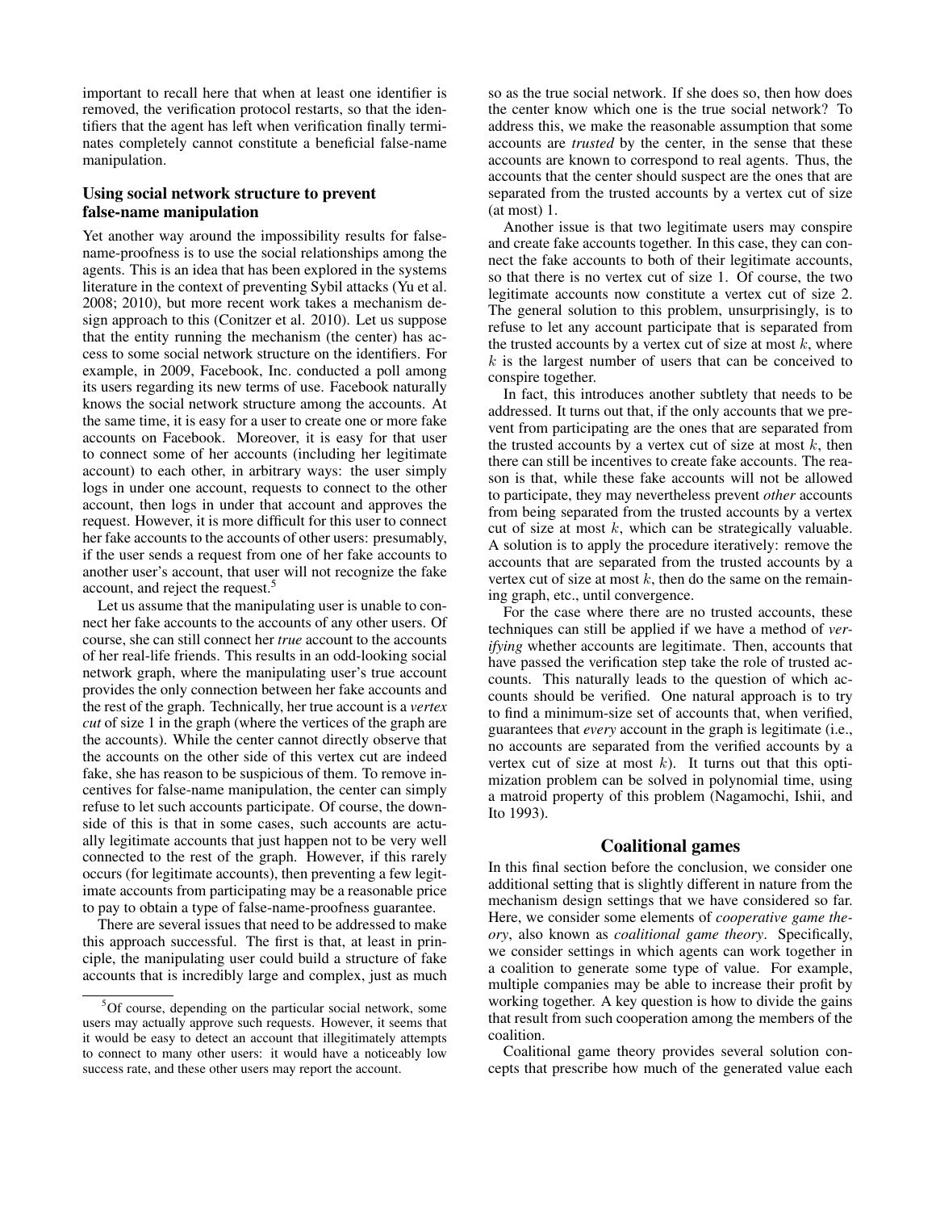important to recall here that when at least one identifier is removed, the verification protocol restarts, so that the identifiers that the agent has left when verification finally terminates completely cannot constitute a beneficial false-name manipulation.

### Using social network structure to prevent false-name manipulation

Yet another way around the impossibility results for false-name-proofness is to use the social relationships among the agents. This is an idea that has been explored in the systems literature in the context of preventing Sybil attacks (Yu et al. 2008; 2010), but more recent work takes a mechanism design approach to this (Conitzer et al. 2010). Let us suppose that the entity running the mechanism (the center) has access to some social network structure on the identifiers. For example, in 2009, Facebook, Inc. conducted a poll among its users regarding its new terms of use. Facebook naturally knows the social network structure among the accounts. At the same time, it is easy for a user to create one or more fake accounts on Facebook. Moreover, it is easy for that user to connect some of her accounts (including her legitimate account) to each other, in arbitrary ways: the user simply logs in under one account, requests to connect to the other account, then logs in under that account and approves the request. However, it is more difficult for this user to connect her fake accounts to the accounts of other users: presumably, if the user sends a request from one of her fake accounts to another user's account, that user will not recognize the fake account, and reject the request.[5]

Let us assume that the manipulating user is unable to connect her fake accounts to the accounts of any other users. Of course, she can still connect her *true* account to the accounts of her real-life friends. This results in an odd-looking social network graph, where the manipulating user's true account provides the only connection between her fake accounts and the rest of the graph. Technically, her true account is a *vertex cut* of size 1 in the graph (where the vertices of the graph are the accounts). While the center cannot directly observe that the accounts on the other side of this vertex cut are indeed fake, she has reason to be suspicious of them. To remove incentives for false-name manipulation, the center can simply refuse to let such accounts participate. Of course, the downside of this is that in some cases, such accounts are actually legitimate accounts that just happen not to be very well connected to the rest of the graph. However, if this rarely occurs (for legitimate accounts), then preventing a few legitimate accounts from participating may be a reasonable price to pay to obtain a type of false-name-proofness guarantee.

There are several issues that need to be addressed to make this approach successful. The first is that, at least in principle, the manipulating user could build a structure of fake accounts that is incredibly large and complex, just as much so as the true social network. If she does so, then how does the center know which one is the true social network? To address this, we make the reasonable assumption that some accounts are *trusted* by the center, in the sense that these accounts are known to correspond to real agents. Thus, the accounts that the center should suspect are the ones that are separated from the trusted accounts by a vertex cut of size (at most) 1.

Another issue is that two legitimate users may conspire and create fake accounts together. In this case, they can connect the fake accounts to both of their legitimate accounts, so that there is no vertex cut of size 1. Of course, the two legitimate accounts now constitute a vertex cut of size 2. The general solution to this problem, unsurprisingly, is to refuse to let any account participate that is separated from the trusted accounts by a vertex cut of size at most $k$, where $k$ is the largest number of users that can be conceived to conspire together.

In fact, this introduces another subtlety that needs to be addressed. It turns out that, if the only accounts that we prevent from participating are the ones that are separated from the trusted accounts by a vertex cut of size at most $k$, then there can still be incentives to create fake accounts. The reason is that, while these fake accounts will not be allowed to participate, they may nevertheless prevent *other* accounts from being separated from the trusted accounts by a vertex cut of size at most $k$, which can be strategically valuable. A solution is to apply the procedure iteratively: remove the accounts that are separated from the trusted accounts by a vertex cut of size at most $k$, then do the same on the remaining graph, etc., until convergence.

For the case where there are no trusted accounts, these techniques can still be applied if we have a method of *verifying* whether accounts are legitimate. Then, accounts that have passed the verification step take the role of trusted accounts. This naturally leads to the question of which accounts should be verified. One natural approach is to try to find a minimum-size set of accounts that, when verified, guarantees that *every* account in the graph is legitimate (i.e., no accounts are separated from the verified accounts by a vertex cut of size at most $k$). It turns out that this optimization problem can be solved in polynomial time, using a matroid property of this problem (Nagamochi, Ishii, and Ito 1993).

## Coalitional games

In this final section before the conclusion, we consider one additional setting that is slightly different in nature from the mechanism design settings that we have considered so far. Here, we consider some elements of *cooperative game theory*, also known as *coalitional game theory*. Specifically, we consider settings in which agents can work together in a coalition to generate some type of value. For example, multiple companies may be able to increase their profit by working together. A key question is how to divide the gains that result from such cooperation among the members of the coalition.

Coalitional game theory provides several solution concepts that prescribe how much of the generated value each

[5] Of course, depending on the particular social network, some users may actually approve such requests. However, it seems that it would be easy to detect an account that illegitimately attempts to connect to many other users: it would have a noticeably low success rate, and these other users may report the account.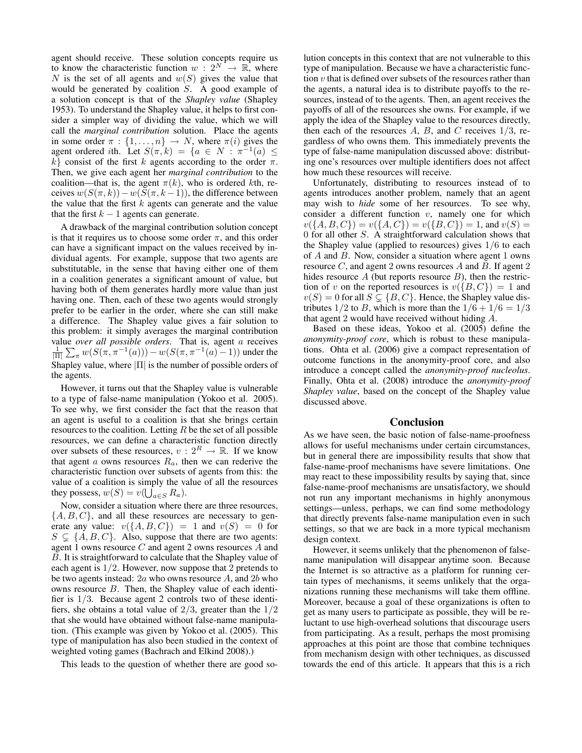agent should receive. These solution concepts require us to know the characteristic function $w : 2^N \to \mathbb{R}$, where $N$ is the set of all agents and $w(S)$ gives the value that would be generated by coalition $S$. A good example of a solution concept is that of the *Shapley value* (Shapley 1953). To understand the Shapley value, it helps to first consider a simpler way of dividing the value, which we will call the *marginal contribution* solution. Place the agents in some order $\pi : \{1, \ldots, n\} \to N$, where $\pi(i)$ gives the agent ordered $i$th. Let $S(\pi, k) = \{a \in N : \pi^{-1}(a) \leq k\}$ consist of the first $k$ agents according to the order $\pi$. Then, we give each agent her *marginal contribution* to the coalition—that is, the agent $\pi(k)$, who is ordered $k$th, receives $w(S(\pi, k)) - w(S(\pi, k-1))$, the difference between the value that the first $k$ agents can generate and the value that the first $k-1$ agents can generate.

A drawback of the marginal contribution solution concept is that it requires us to choose some order $\pi$, and this order can have a significant impact on the values received by individual agents. For example, suppose that two agents are substitutable, in the sense that having either one of them in a coalition generates a significant amount of value, but having both of them generates hardly more value than just having one. Then, each of these two agents would strongly prefer to be earlier in the order, where she can still make a difference. The Shapley value gives a fair solution to this problem: it simply averages the marginal contribution value *over all possible orders*. That is, agent $a$ receives $\frac{1}{|\Pi|}\sum_\pi w(S(\pi, \pi^{-1}(a))) - w(S(\pi, \pi^{-1}(a) - 1))$ under the Shapley value, where $|\Pi|$ is the number of possible orders of the agents.

However, it turns out that the Shapley value is vulnerable to a type of false-name manipulation (Yokoo et al. 2005). To see why, we first consider the fact that the reason that an agent is useful to a coalition is that she brings certain resources to the coalition. Letting $R$ be the set of all possible resources, we can define a characteristic function directly over subsets of these resources, $v : 2^R \to \mathbb{R}$. If we know that agent $a$ owns resources $R_a$, then we can rederive the characteristic function over subsets of agents from this: the value of a coalition is simply the value of all the resources they possess, $w(S) = v(\bigcup_{a \in S} R_a)$.

Now, consider a situation where there are three resources, $\{A, B, C\}$, and all these resources are necessary to generate any value: $v(\{A, B, C\}) = 1$ and $v(S) = 0$ for $S \subsetneq \{A, B, C\}$. Also, suppose that there are two agents: agent 1 owns resource $C$ and agent 2 owns resources $A$ and $B$. It is straightforward to calculate that the Shapley value of each agent is $1/2$. However, now suppose that 2 pretends to be two agents instead: $2a$ who owns resource $A$, and $2b$ who owns resource $B$. Then, the Shapley value of each identifier is $1/3$. Because agent 2 controls two of these identifiers, she obtains a total value of $2/3$, greater than the $1/2$ that she would have obtained without false-name manipulation. (This example was given by Yokoo et al. (2005). This type of manipulation has also been studied in the context of weighted voting games (Bachrach and Elkind 2008).)

This leads to the question of whether there are good solution concepts in this context that are not vulnerable to this type of manipulation. Because we have a characteristic function $v$ that is defined over subsets of the resources rather than the agents, a natural idea is to distribute payoffs to the resources, instead of to the agents. Then, an agent receives the payoffs of all of the resources she owns. For example, if we apply the idea of the Shapley value to the resources directly, then each of the resources $A$, $B$, and $C$ receives $1/3$, regardless of who owns them. This immediately prevents the type of false-name manipulation discussed above: distributing one's resources over multiple identifiers does not affect how much these resources will receive.

Unfortunately, distributing to resources instead of to agents introduces another problem, namely that an agent may wish to *hide* some of her resources. To see why, consider a different function $v$, namely one for which $v(\{A, B, C\}) = v(\{A, C\}) = v(\{B, C\}) = 1$, and $v(S) = 0$ for all other $S$. A straightforward calculation shows that the Shapley value (applied to resources) gives $1/6$ to each of $A$ and $B$. Now, consider a situation where agent 1 owns resource $C$, and agent 2 owns resources $A$ and $B$. If agent 2 hides resource $A$ (but reports resource $B$), then the restriction of $v$ on the reported resources is $v(\{B, C\}) = 1$ and $v(S) = 0$ for all $S \subsetneq \{B, C\}$. Hence, the Shapley value distributes $1/2$ to $B$, which is more than the $1/6 + 1/6 = 1/3$ that agent 2 would have received without hiding $A$.

Based on these ideas, Yokoo et al. (2005) define the *anonymity-proof core*, which is robust to these manipulations. Ohta et al. (2006) give a compact representation of outcome functions in the anonymity-proof core, and also introduce a concept called the *anonymity-proof nucleolus*. Finally, Ohta et al. (2008) introduce the *anonymity-proof Shapley value*, based on the concept of the Shapley value discussed above.

## Conclusion

As we have seen, the basic notion of false-name-proofness allows for useful mechanisms under certain circumstances, but in general there are impossibility results that show that false-name-proof mechanisms have severe limitations. One may react to these impossibility results by saying that, since false-name-proof mechanisms are unsatisfactory, we should not run any important mechanisms in highly anonymous settings—unless, perhaps, we can find some methodology that directly prevents false-name manipulation even in such settings, so that we are back in a more typical mechanism design context.

However, it seems unlikely that the phenomenon of false-name manipulation will disappear anytime soon. Because the Internet is so attractive as a platform for running certain types of mechanisms, it seems unlikely that the organizations running these mechanisms will take them offline. Moreover, because a goal of these organizations is often to get as many users to participate as possible, they will be reluctant to use high-overhead solutions that discourage users from participating. As a result, perhaps the most promising approaches at this point are those that combine techniques from mechanism design with other techniques, as discussed towards the end of this article. It appears that this is a rich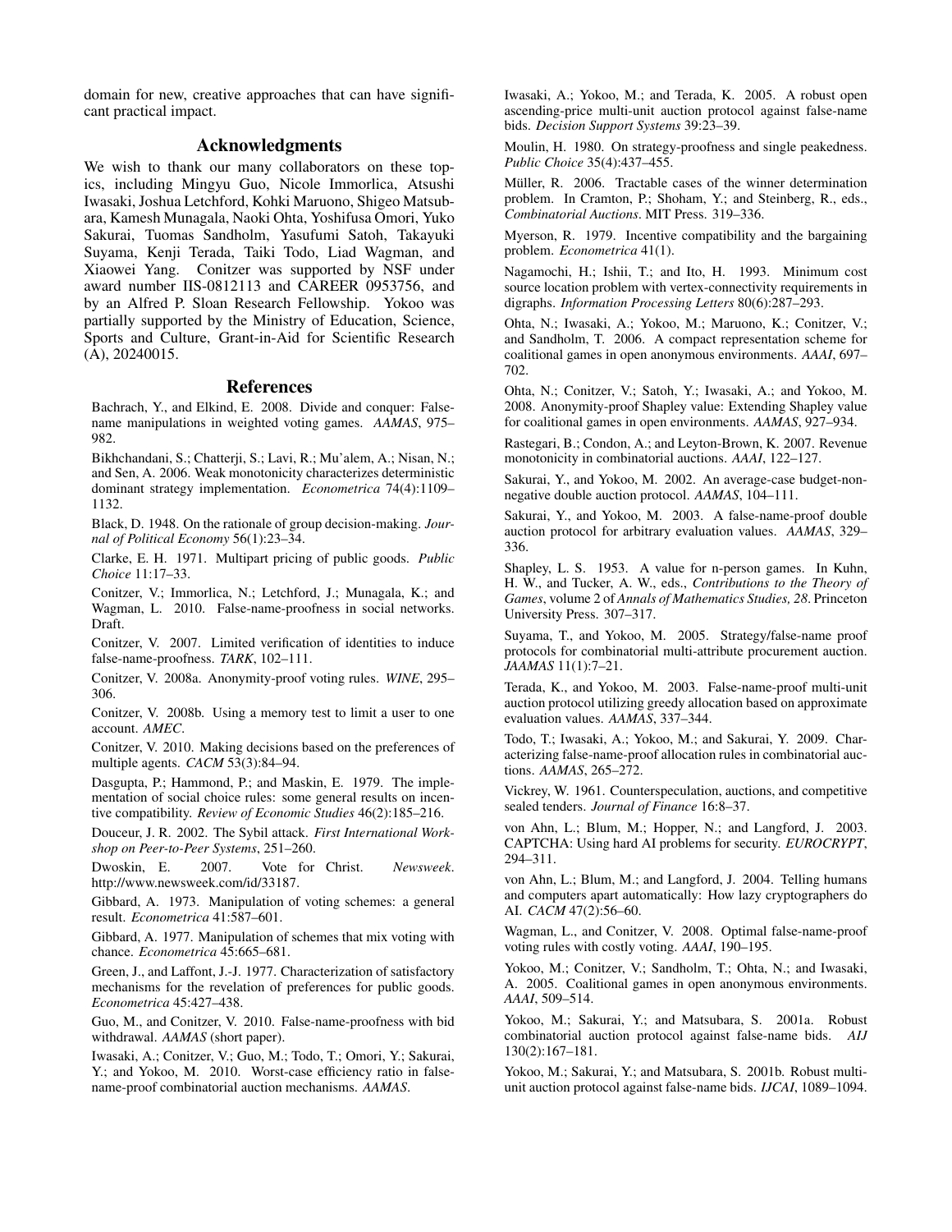domain for new, creative approaches that can have significant practical impact.

## Acknowledgments

We wish to thank our many collaborators on these topics, including Mingyu Guo, Nicole Immorlica, Atsushi Iwasaki, Joshua Letchford, Kohki Maruono, Shigeo Matsubara, Kamesh Munagala, Naoki Ohta, Yoshifusa Omori, Yuko Sakurai, Tuomas Sandholm, Yasufumi Satoh, Takayuki Suyama, Kenji Terada, Taiki Todo, Liad Wagman, and Xiaowei Yang. Conitzer was supported by NSF under award number IIS-0812113 and CAREER 0953756, and by an Alfred P. Sloan Research Fellowship. Yokoo was partially supported by the Ministry of Education, Science, Sports and Culture, Grant-in-Aid for Scientific Research (A), 20240015.

## References

Bachrach, Y., and Elkind, E. 2008. Divide and conquer: False-name manipulations in weighted voting games. *AAMAS*, 975–982.

Bikhchandani, S.; Chatterji, S.; Lavi, R.; Mu'alem, A.; Nisan, N.; and Sen, A. 2006. Weak monotonicity characterizes deterministic dominant strategy implementation. *Econometrica* 74(4):1109–1132.

Black, D. 1948. On the rationale of group decision-making. *Journal of Political Economy* 56(1):23–34.

Clarke, E. H. 1971. Multipart pricing of public goods. *Public Choice* 11:17–33.

Conitzer, V.; Immorlica, N.; Letchford, J.; Munagala, K.; and Wagman, L. 2010. False-name-proofness in social networks. Draft.

Conitzer, V. 2007. Limited verification of identities to induce false-name-proofness. *TARK*, 102–111.

Conitzer, V. 2008a. Anonymity-proof voting rules. *WINE*, 295–306.

Conitzer, V. 2008b. Using a memory test to limit a user to one account. *AMEC*.

Conitzer, V. 2010. Making decisions based on the preferences of multiple agents. *CACM* 53(3):84–94.

Dasgupta, P.; Hammond, P.; and Maskin, E. 1979. The implementation of social choice rules: some general results on incentive compatibility. *Review of Economic Studies* 46(2):185–216.

Douceur, J. R. 2002. The Sybil attack. *First International Workshop on Peer-to-Peer Systems*, 251–260.

Dwoskin, E. 2007. Vote for Christ. *Newsweek*. http://www.newsweek.com/id/33187.

Gibbard, A. 1973. Manipulation of voting schemes: a general result. *Econometrica* 41:587–601.

Gibbard, A. 1977. Manipulation of schemes that mix voting with chance. *Econometrica* 45:665–681.

Green, J., and Laffont, J.-J. 1977. Characterization of satisfactory mechanisms for the revelation of preferences for public goods. *Econometrica* 45:427–438.

Guo, M., and Conitzer, V. 2010. False-name-proofness with bid withdrawal. *AAMAS* (short paper).

Iwasaki, A.; Conitzer, V.; Guo, M.; Todo, T.; Omori, Y.; Sakurai, Y.; and Yokoo, M. 2010. Worst-case efficiency ratio in false-name-proof combinatorial auction mechanisms. *AAMAS*.

Iwasaki, A.; Yokoo, M.; and Terada, K. 2005. A robust open ascending-price multi-unit auction protocol against false-name bids. *Decision Support Systems* 39:23–39.

Moulin, H. 1980. On strategy-proofness and single peakedness. *Public Choice* 35(4):437–455.

Müller, R. 2006. Tractable cases of the winner determination problem. In Cramton, P.; Shoham, Y.; and Steinberg, R., eds., *Combinatorial Auctions*. MIT Press. 319–336.

Myerson, R. 1979. Incentive compatibility and the bargaining problem. *Econometrica* 41(1).

Nagamochi, H.; Ishii, T.; and Ito, H. 1993. Minimum cost source location problem with vertex-connectivity requirements in digraphs. *Information Processing Letters* 80(6):287–293.

Ohta, N.; Iwasaki, A.; Yokoo, M.; Maruono, K.; Conitzer, V.; and Sandholm, T. 2006. A compact representation scheme for coalitional games in open anonymous environments. *AAAI*, 697–702.

Ohta, N.; Conitzer, V.; Satoh, Y.; Iwasaki, A.; and Yokoo, M. 2008. Anonymity-proof Shapley value: Extending Shapley value for coalitional games in open environments. *AAMAS*, 927–934.

Rastegari, B.; Condon, A.; and Leyton-Brown, K. 2007. Revenue monotonicity in combinatorial auctions. *AAAI*, 122–127.

Sakurai, Y., and Yokoo, M. 2002. An average-case budget-non-negative double auction protocol. *AAMAS*, 104–111.

Sakurai, Y., and Yokoo, M. 2003. A false-name-proof double auction protocol for arbitrary evaluation values. *AAMAS*, 329–336.

Shapley, L. S. 1953. A value for n-person games. In Kuhn, H. W., and Tucker, A. W., eds., *Contributions to the Theory of Games*, volume 2 of *Annals of Mathematics Studies, 28*. Princeton University Press. 307–317.

Suyama, T., and Yokoo, M. 2005. Strategy/false-name proof protocols for combinatorial multi-attribute procurement auction. *JAAMAS* 11(1):7–21.

Terada, K., and Yokoo, M. 2003. False-name-proof multi-unit auction protocol utilizing greedy allocation based on approximate evaluation values. *AAMAS*, 337–344.

Todo, T.; Iwasaki, A.; Yokoo, M.; and Sakurai, Y. 2009. Characterizing false-name-proof allocation rules in combinatorial auctions. *AAMAS*, 265–272.

Vickrey, W. 1961. Counterspeculation, auctions, and competitive sealed tenders. *Journal of Finance* 16:8–37.

von Ahn, L.; Blum, M.; Hopper, N.; and Langford, J. 2003. CAPTCHA: Using hard AI problems for security. *EUROCRYPT*, 294–311.

von Ahn, L.; Blum, M.; and Langford, J. 2004. Telling humans and computers apart automatically: How lazy cryptographers do AI. *CACM* 47(2):56–60.

Wagman, L., and Conitzer, V. 2008. Optimal false-name-proof voting rules with costly voting. *AAAI*, 190–195.

Yokoo, M.; Conitzer, V.; Sandholm, T.; Ohta, N.; and Iwasaki, A. 2005. Coalitional games in open anonymous environments. *AAAI*, 509–514.

Yokoo, M.; Sakurai, Y.; and Matsubara, S. 2001a. Robust combinatorial auction protocol against false-name bids. *AIJ* 130(2):167–181.

Yokoo, M.; Sakurai, Y.; and Matsubara, S. 2001b. Robust multi-unit auction protocol against false-name bids. *IJCAI*, 1089–1094.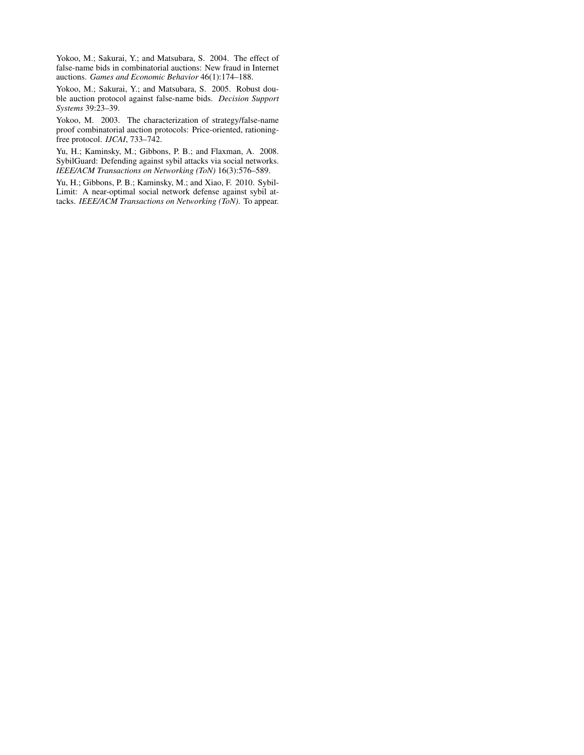Yokoo, M.; Sakurai, Y.; and Matsubara, S. 2004. The effect of false-name bids in combinatorial auctions: New fraud in Internet auctions. *Games and Economic Behavior* 46(1):174–188.

Yokoo, M.; Sakurai, Y.; and Matsubara, S. 2005. Robust double auction protocol against false-name bids. *Decision Support Systems* 39:23–39.

Yokoo, M. 2003. The characterization of strategy/false-name proof combinatorial auction protocols: Price-oriented, rationing-free protocol. *IJCAI*, 733–742.

Yu, H.; Kaminsky, M.; Gibbons, P. B.; and Flaxman, A. 2008. SybilGuard: Defending against sybil attacks via social networks. *IEEE/ACM Transactions on Networking (ToN)* 16(3):576–589.

Yu, H.; Gibbons, P. B.; Kaminsky, M.; and Xiao, F. 2010. SybilLimit: A near-optimal social network defense against sybil attacks. *IEEE/ACM Transactions on Networking (ToN)*. To appear.